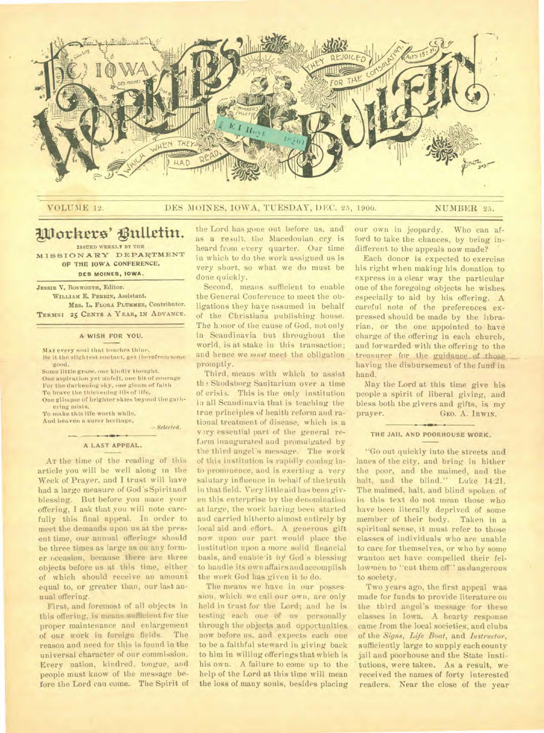# The Iowa Workers' Bulletin

VOLUME 12. DES MOINES, IOWA, TUESDAY, DEC. 25, 1900. NUMBER 25.

## Workers' Bulletin.

ISSUED WEEKLY BY THE MISSIONARY DEPARTMENT OF THE IOWA CONFERENCE, DES MOINES, IOWA.

JESSIE V. BOSWORTH, Editor.
WILLIAM E. PERRIN, Assistant.
MRS. L. FLORA PLUMMER, Contributor.
TERMS: 25 CENTS A YEAR, IN ADVANCE.

### A WISH FOR YOU.

MAY every soul that touches thine,
Be it the slightest contact, get therefrom some good,
Some little grace, one kindly thought,
One aspiration yet unfelt, one bit of courage
For the darkening sky, one gleam of faith
To brave the thickening ills of life,
One glimpse of brighter skies beyond the gathering mists,
To make this life worth while,
And heaven a surer heritage.

—*Selected.*

### A LAST APPEAL.

AT the time of the reading of this article you will be well along in the Week of Prayer, and I trust will have had a large measure of God's Spirit and blessing. But before you make your offering, I ask that you will note carefully this final appeal. In order to meet the demands upon us at the present time, our annual offerings should be three times as large as on any former occasion, because there are three objects before us at this time, either of which should receive an amount equal to, or greater than, our last annual offering.

First, and foremost of all objects in this offering, is means sufficient for the proper maintenance and enlargement of our work in foreign fields. The reason and need for this is found in the universal character of our commission. Every nation, kindred, tongue, and people must know of the message before the Lord can come. The Spirit of the Lord has gone out before us, and as a result, the Macedonian cry is heard from every quarter. Our time in which to do the work assigned us is very short, so what we do must be done quickly.

Second, means sufficient to enable the General Conference to meet the obligations they have assumed in behalf of the Christiana publishing house. The honor of the cause of God, not only in Scandinavia but throughout the world, is at stake in this transaction; and hence we *must* meet the obligation promptly.

Third, means with which to assist the Skodsborg Sanitarium over a time of crisis. This is the only institution in all Scandinavia that is teaching the true principles of health reform and rational treatment of disease, which is a very essential part of the general reform inaugurated and promulgated by the third angel's message. The work of this institution is rapidly coming into prominence, and is exerting a very salutary influence in behalf of the truth in that field. Very little aid has been given this enterprise by the denomination at large, the work having been started and carried hitherto almost entirely by local aid and effort. A generous gift now upon our part would place the institution upon a more solid financial basis, and enable it by God's blessing to handle its own affairs and accomplish the work God has given it to do.

The means we have in our possession, which we call our own, are only held in trust for the Lord; and he is testing each one of us personally through the objects and opportunities now before us, and expects each one to be a faithful steward in giving back to him in willing offerings that which is his own. A failure to come up to the help of the Lord at this time will mean the loss of many souls, besides placing our own in jeopardy. Who can afford to take the chances, by being indifferent to the appeals now made?

Each donor is expected to exercise his right when making his donation to express in a clear way the particular one of the foregoing objects he wishes especially to aid by his offering. A careful note of the preferences expressed should be made by the librarian, or the one appointed to have charge of the offering in each church, and forwarded with the offering to the treasurer for the guidance of those having the disbursement of the fund in hand.

May the Lord at this time give his people a spirit of liberal giving, and bless both the givers and gifts, is my prayer. GEO. A. IRWIN.

### THE JAIL AND POORHOUSE WORK.

"Go out quickly into the streets and lanes of the city, and bring in hither the poor, and the maimed, and the halt, and the blind." Luke 14:21. The maimed, halt, and blind spoken of in this text do not mean those who have been literally deprived of some member of their body. Taken in a spiritual sense, it must refer to those classes of individuals who are unable to care for themselves, or who by some wanton act have compelled their fellowmen to "cut them off" as dangerous to society.

Two years ago, the first appeal was made for funds to provide literature on the third angel's message for these classes in Iowa. A hearty response came from the local societies, and clubs of the *Signs*, *Life Boat*, and *Instructor*, sufficiently large to supply each county jail and poorhouse and the State institutions, were taken. As a result, we received the names of forty interested readers. Near the close of the year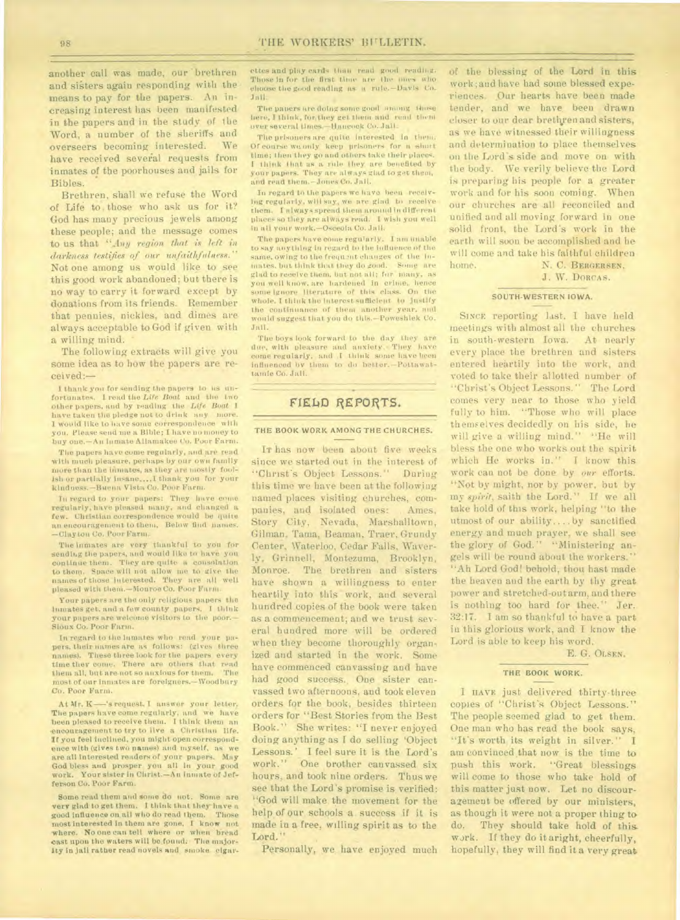another call was made, our brethren and sisters again responding with the means to pay for the papers. An increasing interest has been manifested in the papers and in the study of the Word, a number of the sheriffs and overseers becoming interested. We have received several requests from inmates of the poorhouses and jails for Bibles.

Brethren, shall we refuse the Word of Life to those who ask us for it? God has many precious jewels among these people; and the message comes to us that *"Any region that is left in darkness testifies of our unfaithfulness."* Not one among us would like to see this good work abandoned; but there is no way to carry it forward except by donations from its friends. Remember that pennies, nickles, and dimes are always acceptable to God if given with a willing mind.

The following extracts will give you some idea as to how the papers are received:—

I thank you for sending the papers to us unfortunates. I read the *Life Boat* and the two other papers, and by reading the *Life Boat* I have taken the pledge not to drink any more. I would like to have some correspondence with you. Please send me a Bible; I have no money to buy one.—An inmate Allamakee Co. Poor Farm.

The papers have come regularly, and are read with much pleasure, perhaps by our own family more than the inmates, as they are mostly foolish or partially insane....I thank you for your kindness.—Buena Vista Co. Poor Farm.

In regard to your papers: They have come regularly, have pleased many, and changed a few. Christian correspondence would be quite an encouragement to them. Below find names. —Clayton Co. Poor Farm.

The inmates are very thankful to you for sending the papers, and would like to have you continue them. They are quite a consolation to them. Space will not allow me to give the names of those interested. They are all well pleased with them.—Monroe Co. Poor Farm.

Your papers are the only religious papers the inmates get, and a few county papers. I think your papers are welcome visitors to the poor.—Sioux Co. Poor Farm.

In regard to the inmates who read your papers, their names are as follows: (gives three names). These three look for the papers every time they come. There are others that read them all, but are not so anxious for them. The most of our inmates are foreigners.—Woodbury Co. Poor Farm.

At Mr. K——'s request, I answer your letter. The papers have come regularly, and we have been pleased to receive them. I think them an encouragement to try to live a Christian life. If you feel inclined, you might open correspondence with (gives two names) and myself, as we are all interested readers of your papers. May God bless and prosper you all in your good work. Your sister in Christ.—An inmate of Jefferson Co. Poor Farm.

Some read them and some do not. Some are very glad to get them. I think that they have a good influence on all who do read them. Those most interested in them are gone. I know not where. No one can tell where or when bread cast upon the waters will be found. The majority in jail rather read novels and smoke cigarettes and play cards than read good reading. Those in for the first time are the ones who choose the good reading as a rule.—Davis Co. Jail.

The papers are doing some good among those here, I think, for they get them and read them over several times.—Hancock Co. Jail.

The prisoners are quite interested in them. Of course we only keep prisoners for a short time; then they go and others take their places. I think that as a rule they are benefited by your papers. They are always glad to get them, and read them.—Jones Co. Jail.

In regard to the papers we have been receiving regularly, will say, we are glad to receive them. I always spread them around in different places so they are always read. I wish you well in all your work.—Osceola Co. Jail.

The papers have come regularly. I am unable to say anything in regard to the influence of the same, owing to the frequent changes of the inmates, but think that they do good. Some are glad to receive them, but not all; for many, as you well know, are hardened in crime, hence some ignore literature of this class. On the whole, I think the interest sufficient to justify the continuance of them another year, and would suggest that you do this.—Poweshiek Co. Jail.

The boys look forward to the day they are due, with pleasure and anxiety. They have come regularly, and I think some have been influenced by them to do better.—Pottawattamie Co. Jail.

## FIELD REPORTS.

### THE BOOK WORK AMONG THE CHURCHES.

It has now been about five weeks since we started out in the interest of "Christ's Object Lessons." During this time we have been at the following named places visiting churches, companies, and isolated ones: Ames, Story City, Nevada, Marshalltown, Gilman, Tama, Beaman, Traer, Grundy Center, Waterloo, Cedar Falls, Waverly, Grinnell, Montezuma, Brooklyn, Monroe. The brethren and sisters have shown a willingness to enter heartily into this work, and several hundred copies of the book were taken as a commencement; and we trust several hundred more will be ordered when they become thoroughly organized and started in the work. Some have commenced canvassing and have had good success. One sister canvassed two afternoons, and took eleven orders for the book, besides thirteen orders for "Best Stories from the Best Book." She writes: "I never enjoyed doing anything as I do selling 'Object Lessons.' I feel sure it is the Lord's work." One brother canvassed six hours, and took nine orders. Thus we see that the Lord's promise is verified: "God will make the movement for the help of our schools a success if it is made in a free, willing spirit as to the Lord."

Personally, we have enjoyed much of the blessing of the Lord in this work; and have had some blessed experiences. Our hearts have been made tender, and we have been drawn closer to our dear brethren and sisters, as we have witnessed their willingness and determination to place themselves on the Lord's side and move on with the body. We verily believe the Lord is preparing his people for a greater work and for his soon coming. When our churches are all reconciled and unified and all moving forward in one solid front, the Lord's work in the earth will soon be accomplished and he will come and take his faithful children home.

N. C. Bergersen,
J. W. Dorcas.

### SOUTH-WESTERN IOWA.

Since reporting last, I have held meetings with almost all the churches in south-western Iowa. At nearly every place the brethren and sisters entered heartily into the work, and voted to take their allotted number of "Christ's Object Lessons." The Lord comes very near to those who yield fully to him. "Those who will place themselves decidedly on his side, he will give a willing mind." "He will bless the one who works out the spirit which He works in." I know this work can not be done by *our* efforts. "Not by might, nor by power, but by my *spirit*, saith the Lord." If we all take hold of this work, helping "to the utmost of our ability....by sanctified energy and much prayer, we shall see the glory of God." "Ministering angels will be round about the workers." "Ah Lord God! behold, thou hast made the heaven and the earth by thy great power and stretched-out arm, and there is nothing too hard for thee." Jer. 32:17. I am so thankful to have a part in this glorious work, and I know the Lord is able to keep his word.

E. G. Olsen.

### THE BOOK WORK.

I have just delivered thirty-three copies of "Christ's Object Lessons." The people seemed glad to get them. One man who has read the book says, "It's worth its weight in silver." I am convinced that now is the time to push this work. "Great blessings will come to those who take hold of this matter just now. Let no discouragement be offered by our ministers, as though it were not a proper thing to do. They should take hold of this work. If they do it aright, cheerfully, hopefully, they will find it a very great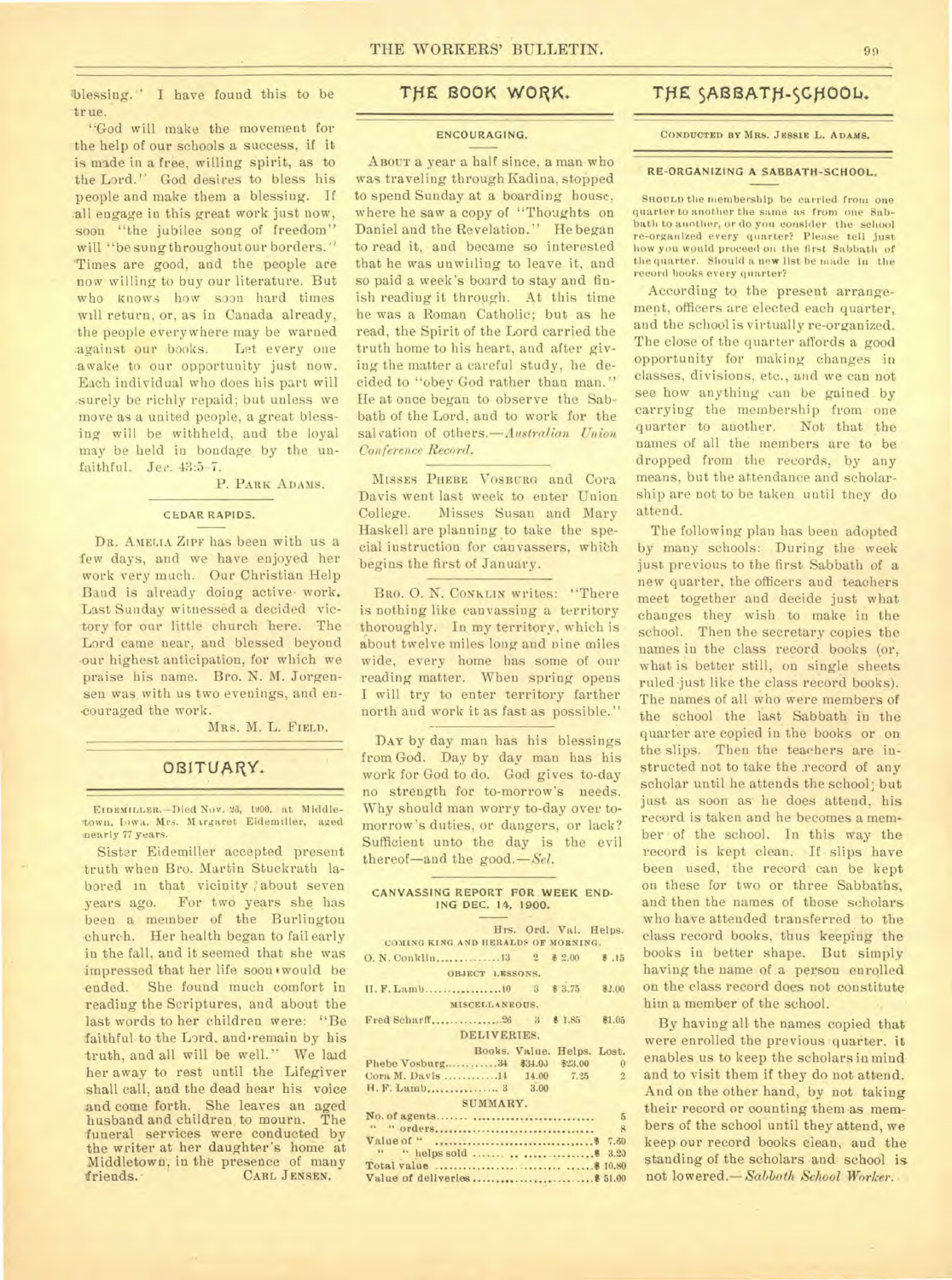blessing." I have found this to be true.

"God will make the movement for the help of our schools a success, if it is made in a free, willing spirit, as to the Lord." God desires to bless his people and make them a blessing. If all engage in this great work just now, soon "the jubilee song of freedom" will "be sung throughout our borders." Times are good, and the people are now willing to buy our literature. But who knows how soon hard times will return, or, as in Canada already, the people everywhere may be warned against our books. Let every one awake to our opportunity just now. Each individual who does his part will surely be richly repaid; but unless we move as a united people, a great blessing will be withheld, and the loyal may be held in bondage by the unfaithful. Jer. 43:5-7.

P. PARK ADAMS.

### CEDAR RAPIDS.

DR. AMELIA ZIPF has been with us a few days, and we have enjoyed her work very much. Our Christian Help Band is already doing active work. Last Sunday witnessed a decided victory for our little church here. The Lord came near, and blessed beyond our highest anticipation, for which we praise his name. Bro. N. M. Jorgensen was with us two evenings, and encouraged the work.

MRS. M. L. FIELD.

## OBITUARY.

EIDEMILLER.—Died Nov. 23, 1900, at Middletown, Iowa, Mrs. Margaret Eidemiller, aged nearly 77 years.

Sister Eidemiller accepted present truth when Bro. Martin Stuckrath labored in that vicinity about seven years ago. For two years she has been a member of the Burlington church. Her health began to fail early in the fall, and it seemed that she was impressed that her life soon would be ended. She found much comfort in reading the Scriptures, and about the last words to her children were: "Be faithful to the Lord, and remain by his truth, and all will be well." We laid her away to rest until the Lifegiver shall call, and the dead hear his voice and come forth. She leaves an aged husband and children to mourn. The funeral services were conducted by the writer at her daughter's home at Middletown, in the presence of many friends.

CARL JENSEN.

## THE BOOK WORK.

### ENCOURAGING.

ABOUT a year a half since, a man who was traveling through Kadina, stopped to spend Sunday at a boarding house, where he saw a copy of "Thoughts on Daniel and the Revelation." He began to read it, and became so interested that he was unwilling to leave it, and so paid a week's board to stay and finish reading it through. At this time he was a Roman Catholic; but as he read, the Spirit of the Lord carried the truth home to his heart, and after giving the matter a careful study, he decided to "obey God rather than man." He at once began to observe the Sabbath of the Lord, and to work for the salvation of others.—*Australian Union Conference Record.*

MISSES PHEBE VOSBURG and Cora Davis went last week to enter Union College. Misses Susan and Mary Haskell are planning to take the special instruction for canvassers, which begins the first of January.

BRO. O. N. CONKLIN writes: "There is nothing like canvassing a territory thoroughly. In my territory, which is about twelve miles long and nine miles wide, every home has some of our reading matter. When spring opens I will try to enter territory farther north and work it as fast as possible."

DAY by day man has his blessings from God. Day by day man has his work for God to do. God gives to-day no strength for to-morrow's needs. Why should man worry to-day over to-morrow's duties, or dangers, or lack? Sufficient unto the day is the evil thereof—and the good.—*Sel.*

### CANVASSING REPORT FOR WEEK ENDING DEC. 14, 1900.

| | Hrs. | Ord. | Val. | Helps. |
|---|---|---|---|---|
| COMING KING AND HERALDS OF MORNING. | | | | |
| O. N. Conklin | 13 | 2 | $ 2.00 | $ .15 |
| OBJECT LESSONS. | | | | |
| H. F. Lamb | 10 | 3 | $ 3.75 | $2.00 |
| MISCELLANEOUS. | | | | |
| Fred Scharff | 26 | 3 | $ 1.85 | $1.05 |

DELIVERIES.

| | Books. | Value. | Helps. | Lost. |
|---|---|---|---|---|
| Phebe Vosburg | 34 | $34.00 | $23.00 | 0 |
| Cora M. Davis | 14 | 14.00 | 7.25 | 2 |
| H. F. Lamb | 3 | 3.00 | | |

SUMMARY.

| | |
|---|---|
| No. of agents | 5 |
| " " orders | 8 |
| Value of " | $ 7.60 |
| " " helps sold | $ 3.20 |
| Total value | $ 10.80 |
| Value of deliveries | $ 51.00 |

## THE SABBATH-SCHOOL.

CONDUCTED BY MRS. JESSIE L. ADAMS.

### RE-ORGANIZING A SABBATH-SCHOOL.

SHOULD the membership be carried from one quarter to another the same as from one Sabbath to another, or do you consider the school re-organized every quarter? Please tell just how you would proceed on the first Sabbath of the quarter. Should a new list be made in the record books every quarter?

According to the present arrangement, officers are elected each quarter, and the school is virtually re-organized. The close of the quarter affords a good opportunity for making changes in classes, divisions, etc., and we can not see how anything can be gained by carrying the membership from one quarter to another. Not that the names of all the members are to be dropped from the records, by any means, but the attendance and scholarship are not to be taken until they do attend.

The following plan has been adopted by many schools: During the week just previous to the first Sabbath of a new quarter, the officers and teachers meet together and decide just what changes they wish to make in the school. Then the secretary copies the names in the class record books (or, what is better still, on single sheets ruled just like the class record books). The names of all who were members of the school the last Sabbath in the quarter are copied in the books or on the slips. Then the teachers are instructed not to take the record of any scholar until he attends the school; but just as soon as he does attend, his record is taken and he becomes a member of the school. In this way the record is kept clean. If slips have been used, the record can be kept on these for two or three Sabbaths, and then the names of those scholars who have attended transferred to the class record books, thus keeping the books in better shape. But simply having the name of a person enrolled on the class record does not constitute him a member of the school.

By having all the names copied that were enrolled the previous quarter, it enables us to keep the scholars in mind and to visit them if they do not attend. And on the other hand, by not taking their record or counting them as members of the school until they attend, we keep our record books clean, and the standing of the scholars and school is not lowered.—*Sabbath School Worker.*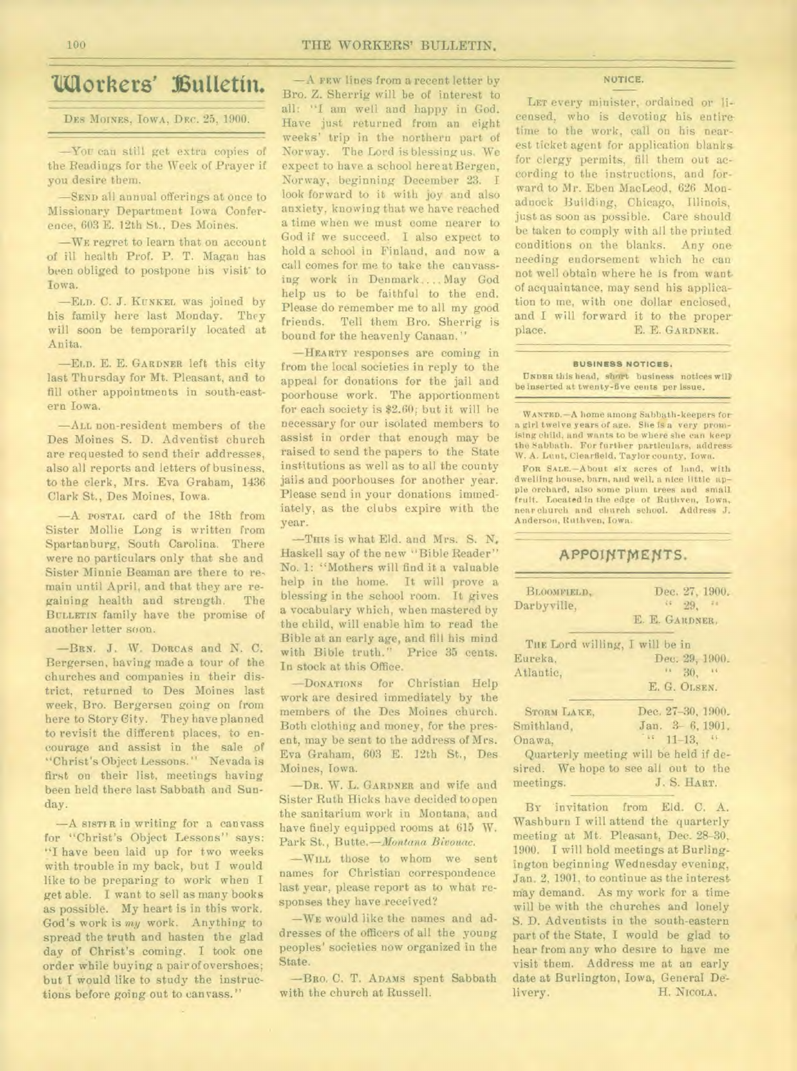# Workers' Bulletin.

DES MOINES, IOWA, DEC. 25, 1900.

—YOU can still get extra copies of the Readings for the Week of Prayer if you desire them.

—SEND all annual offerings at once to Missionary Department Iowa Conference, 603 E. 12th St., Des Moines.

—WE regret to learn that on account of ill health Prof. P. T. Magan has been obliged to postpone his visit to Iowa.

—ELD. C. J. KUNKEL was joined by his family here last Monday. They will soon be temporarily located at Anita.

—ELD. E. E. GARDNER left this city last Thursday for Mt. Pleasant, and to fill other appointments in south-eastern Iowa.

—ALL non-resident members of the Des Moines S. D. Adventist church are requested to send their addresses, also all reports and letters of business, to the clerk, Mrs. Eva Graham, 1436 Clark St., Des Moines, Iowa.

—A POSTAL card of the 18th from Sister Mollie Long is written from Spartanburg, South Carolina. There were no particulars only that she and Sister Minnie Beaman are there to remain until April, and that they are regaining health and strength. The BULLETIN family have the promise of another letter soon.

—BRN. J. W. DORCAS and N. C. Bergersen, having made a tour of the churches and companies in their district, returned to Des Moines last week, Bro. Bergersen going on from here to Story City. They have planned to revisit the different places, to encourage and assist in the sale of "Christ's Object Lessons." Nevada is first on their list, meetings having been held there last Sabbath and Sunday.

—A SISTER in writing for a canvass for "Christ's Object Lessons" says: "I have been laid up for two weeks with trouble in my back, but I would like to be preparing to work when I get able. I want to sell as many books as possible. My heart is in this work. God's work is *my* work. Anything to spread the truth and hasten the glad day of Christ's coming. I took one order while buying a pair of overshoes; but I would like to study the instructions before going out to canvass."

—A FEW lines from a recent letter by Bro. Z. Sherrig will be of interest to all: "I am well and happy in God. Have just returned from an eight weeks' trip in the northern part of Norway. The Lord is blessing us. We expect to have a school here at Bergen, Norway, beginning December 23. I look forward to it with joy and also anxiety, knowing that we have reached a time when we must come nearer to God if we succeed. I also expect to hold a school in Finland, and now a call comes for me to take the canvassing work in Denmark.... May God help us to be faithful to the end. Please do remember me to all my good friends. Tell them Bro. Sherrig is bound for the heavenly Canaan."

—HEARTY responses are coming in from the local societies in reply to the appeal for donations for the jail and poorhouse work. The apportionment for each society is $2.60; but it will be necessary for our isolated members to assist in order that enough may be raised to send the papers to the State institutions as well as to all the county jails and poorhouses for another year. Please send in your donations immediately, as the clubs expire with the year.

—THIS is what Eld. and Mrs. S. N. Haskell say of the new "Bible Reader" No. 1: "Mothers will find it a valuable help in the home. It will prove a blessing in the school room. It gives a vocabulary which, when mastered by the child, will enable him to read the Bible at an early age, and fill his mind with Bible truth." Price 35 cents. In stock at this Office.

—DONATIONS for Christian Help work are desired immediately by the members of the Des Moines church. Both clothing and money, for the present, may be sent to the address of Mrs. Eva Graham, 603 E. 12th St., Des Moines, Iowa.

—DR. W. L. GARDNER and wife and Sister Ruth Hicks have decided to open the sanitarium work in Montana, and have finely equipped rooms at 615 W. Park St., Butte.—*Montana Bivouac.*

—WILL those to whom we sent names for Christian correspondence last year, please report as to what responses they have received?

—WE would like the names and addresses of the officers of all the young peoples' societies now organized in the State.

—BRO. C. T. ADAMS spent Sabbath with the church at Russell.

### NOTICE.

LET every minister, ordained or licensed, who is devoting his entire time to the work, call on his nearest ticket agent for application blanks for clergy permits, fill them out according to the instructions, and forward to Mr. Eben MacLeod, 626 Monadnock Building, Chicago, Illinois, just as soon as possible. Care should be taken to comply with all the printed conditions on the blanks. Any one needing endorsement which he can not well obtain where he is from want of acquaintance, may send his application to me, with one dollar enclosed, and I will forward it to the proper place. E. E. GARDNER.

### BUSINESS NOTICES.

UNDER this head, short business notices will be inserted at twenty-five cents per issue.

WANTED.—A home among Sabbath-keepers for a girl twelve years of age. She is a very promising child, and wants to be where she can keep the Sabbath. For further particulars, address W. A. Lent, Clearfield, Taylor county, Iowa.

FOR SALE.—About six acres of land, with dwelling house, barn, and well, a nice little apple orchard, also some plum trees and small fruit. Located in the edge of Ruthven, Iowa, near church and church school. Address J. Anderson, Ruthven, Iowa.

## APPOINTMENTS.

| | |
|---|---|
| BLOOMFIELD, | Dec. 27, 1900. |
| Darbyville, | " 29, " |

E. E. GARDNER.

THE Lord willing, I will be in

| | |
|---|---|
| Eureka, | Dec. 29, 1900. |
| Atlantic, | " 30, " |

E. G. OLSEN.

| | |
|---|---|
| STORM LAKE, | Dec. 27–30, 1900. |
| Smithland, | Jan. 3–6, 1901. |
| Onawa, | " 11–13, " |

Quarterly meeting will be held if desired. We hope to see all out to the meetings. J. S. HART.

BY invitation from Eld. C. A. Washburn I will attend the quarterly meeting at Mt. Pleasant, Dec. 28–30, 1900. I will hold meetings at Burlington beginning Wednesday evening, Jan. 2, 1901, to continue as the interest may demand. As my work for a time will be with the churches and lonely S. D. Adventists in the south-eastern part of the State, I would be glad to hear from any who desire to have me visit them. Address me at an early date at Burlington, Iowa, General Delivery. H. NICOLA.